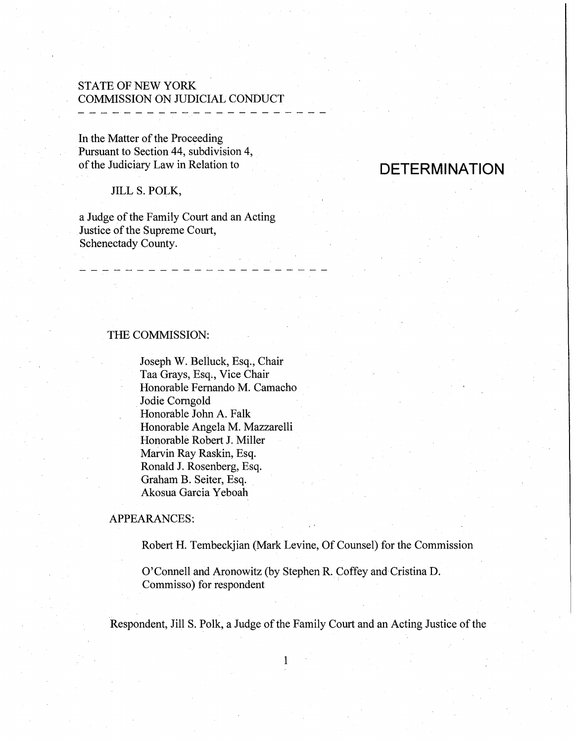STATE OF NEW YORK
COMMISSION ON JUDICIAL CONDUCT

In the Matter of the Proceeding
Pursuant to Section 44, subdivision 4,
of the Judiciary Law in Relation to

JILL S. POLK,

a Judge of the Family Court and an Acting Justice of the Supreme Court, Schenectady County.

# DETERMINATION

THE COMMISSION:

Joseph W. Belluck, Esq., Chair
Taa Grays, Esq., Vice Chair
Honorable Fernando M. Camacho
Jodie Corngold
Honorable John A. Falk
Honorable Angela M. Mazzarelli
Honorable Robert J. Miller
Marvin Ray Raskin, Esq.
Ronald J. Rosenberg, Esq.
Graham B. Seiter, Esq.
Akosua Garcia Yeboah

APPEARANCES:

Robert H. Tembeckjian (Mark Levine, Of Counsel) for the Commission

O'Connell and Aronowitz (by Stephen R. Coffey and Cristina D. Commisso) for respondent

Respondent, Jill S. Polk, a Judge of the Family Court and an Acting Justice of the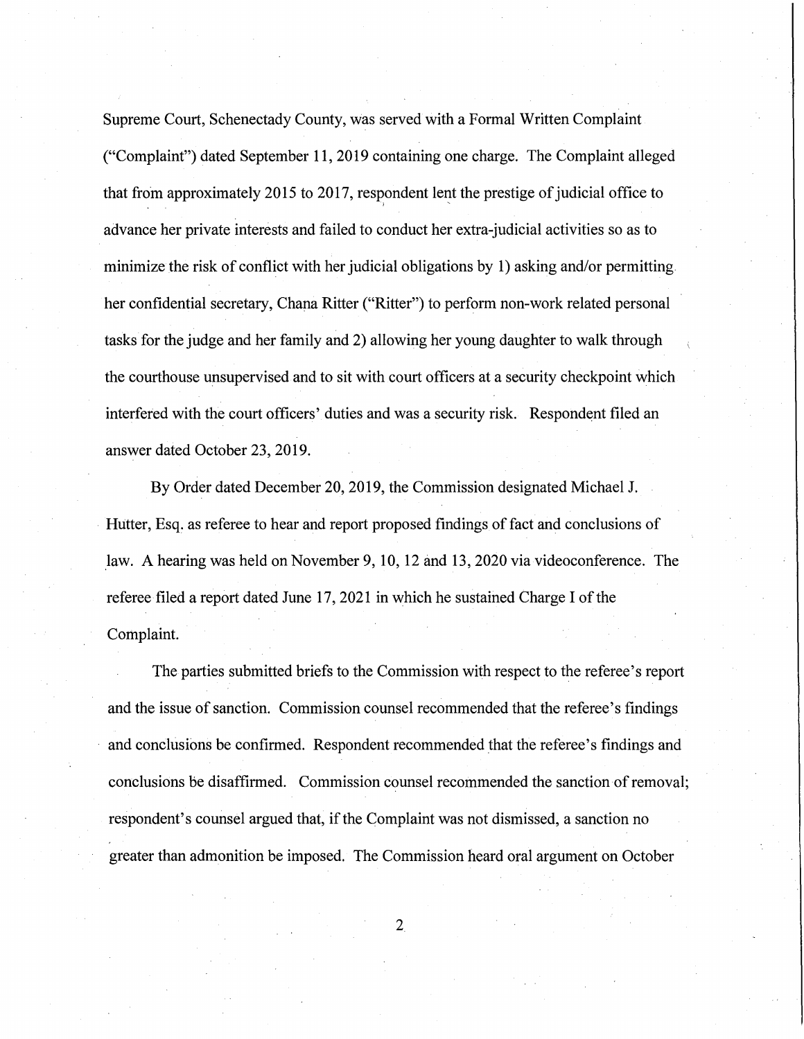Supreme Court, Schenectady County, was served with a Formal Written Complaint ("Complaint") dated September 11, 2019 containing one charge. The Complaint alleged that from approximately 2015 to 2017, respondent lent the prestige of judicial office to advance her private interests and failed to conduct her extra-judicial activities so as to minimize the risk of conflict with her judicial obligations by 1) asking and/or permitting her confidential secretary, Chana Ritter ("Ritter") to perform non-work related personal tasks for the judge and her family and 2) allowing her young daughter to walk through the courthouse unsupervised and to sit with court officers at a security checkpoint which interfered with the court officers' duties and was a security risk. Respondent filed an answer dated October 23, 2019.

By Order dated December 20, 2019, the Commission designated Michael J. Hutter, Esq. as referee to hear and report proposed findings of fact and conclusions of law. A hearing was held on November 9, 10, 12 and 13, 2020 via videoconference. The referee filed a report dated June 17, 2021 in which he sustained Charge I of the Complaint.

The parties submitted briefs to the Commission with respect to the referee's report and the issue of sanction. Commission counsel recommended that the referee's findings and conclusions be confirmed. Respondent recommended that the referee's findings and conclusions be disaffirmed. Commission counsel recommended the sanction of removal; respondent's counsel argued that, if the Complaint was not dismissed, a sanction no greater than admonition be imposed. The Commission heard oral argument on October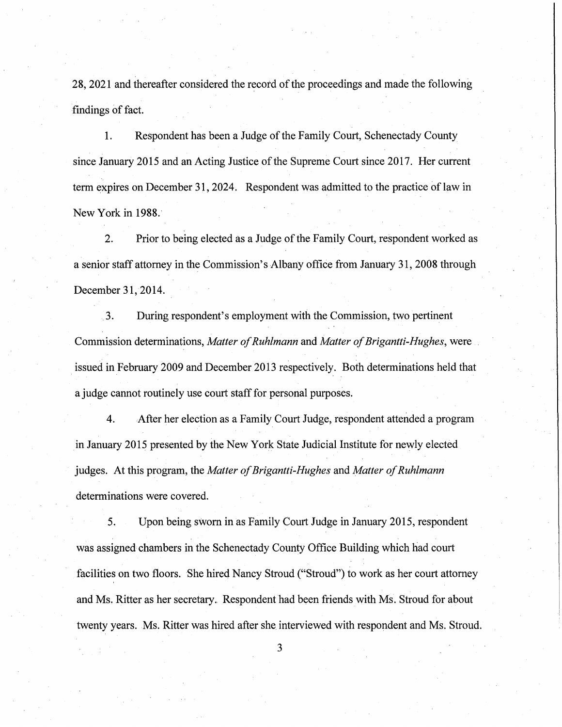28, 2021 and thereafter considered the record of the proceedings and made the following findings of fact.

1. Respondent has been a Judge of the Family Court, Schenectady County since January 2015 and an Acting Justice of the Supreme Court since 2017. Her current term expires on December 31, 2024. Respondent was admitted to the practice of law in New York in 1988.

2. Prior to being elected as a Judge of the Family Court, respondent worked as a senior staff attorney in the Commission's Albany office from January 31, 2008 through December 31, 2014.

3. During respondent's employment with the Commission, two pertinent Commission determinations, *Matter of Ruhlmann* and *Matter of Brigantti-Hughes*, were issued in February 2009 and December 2013 respectively. Both determinations held that a judge cannot routinely use court staff for personal purposes.

4. After her election as a Family Court Judge, respondent attended a program in January 2015 presented by the New York State Judicial Institute for newly elected judges. At this program, the *Matter of Brigantti-Hughes* and *Matter of Ruhlmann* determinations were covered.

5. Upon being sworn in as Family Court Judge in January 2015, respondent was assigned chambers in the Schenectady County Office Building which had court facilities on two floors. She hired Nancy Stroud ("Stroud") to work as her court attorney and Ms. Ritter as her secretary. Respondent had been friends with Ms. Stroud for about twenty years. Ms. Ritter was hired after she interviewed with respondent and Ms. Stroud.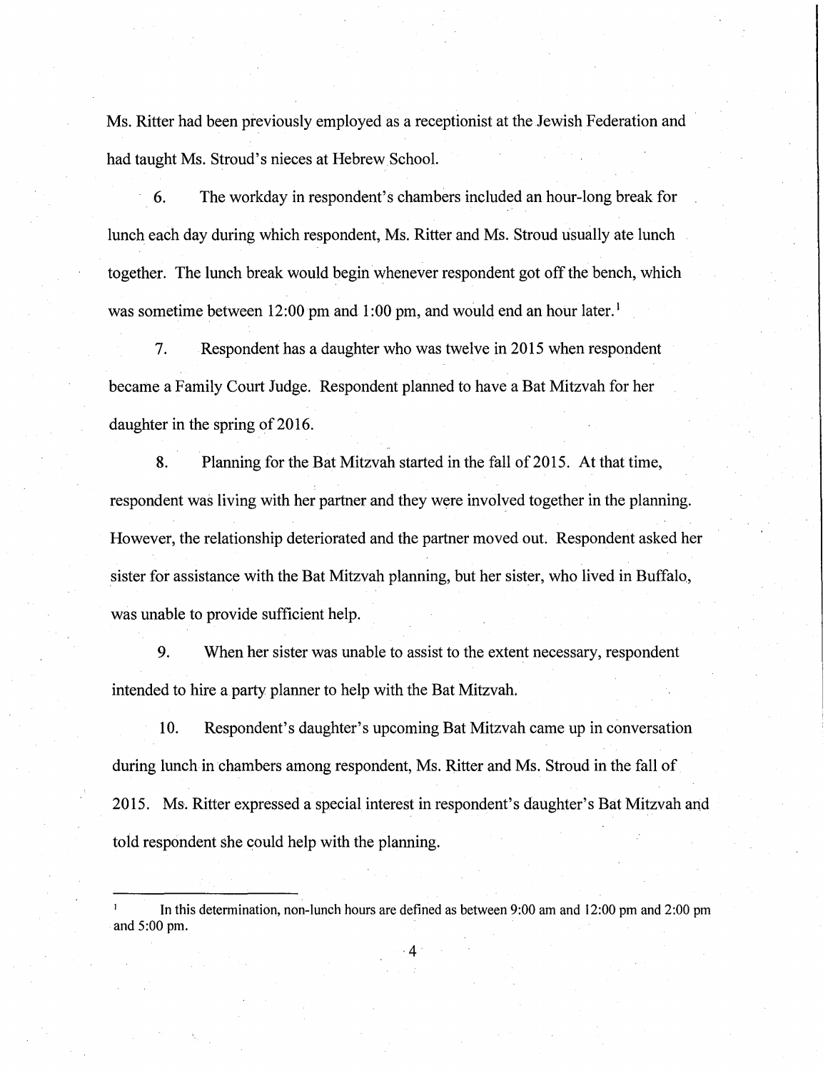Ms. Ritter had been previously employed as a receptionist at the Jewish Federation and had taught Ms. Stroud's nieces at Hebrew School.

6. The workday in respondent's chambers included an hour-long break for lunch each day during which respondent, Ms. Ritter and Ms. Stroud usually ate lunch together. The lunch break would begin whenever respondent got off the bench, which was sometime between 12:00 pm and 1:00 pm, and would end an hour later.[1]

7. Respondent has a daughter who was twelve in 2015 when respondent became a Family Court Judge. Respondent planned to have a Bat Mitzvah for her daughter in the spring of 2016.

8. Planning for the Bat Mitzvah started in the fall of 2015. At that time, respondent was living with her partner and they were involved together in the planning. However, the relationship deteriorated and the partner moved out. Respondent asked her sister for assistance with the Bat Mitzvah planning, but her sister, who lived in Buffalo, was unable to provide sufficient help.

9. When her sister was unable to assist to the extent necessary, respondent intended to hire a party planner to help with the Bat Mitzvah.

10. Respondent's daughter's upcoming Bat Mitzvah came up in conversation during lunch in chambers among respondent, Ms. Ritter and Ms. Stroud in the fall of 2015. Ms. Ritter expressed a special interest in respondent's daughter's Bat Mitzvah and told respondent she could help with the planning.

---

[1] In this determination, non-lunch hours are defined as between 9:00 am and 12:00 pm and 2:00 pm and 5:00 pm.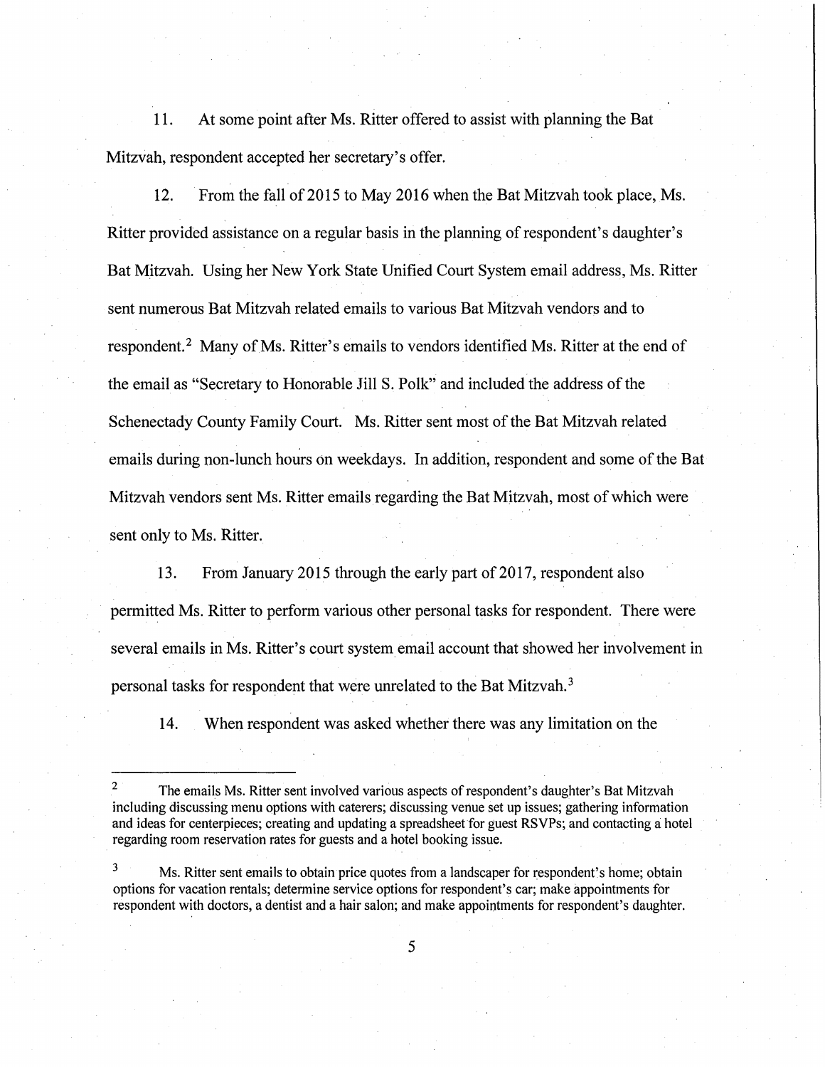11. At some point after Ms. Ritter offered to assist with planning the Bat Mitzvah, respondent accepted her secretary's offer.

12. From the fall of 2015 to May 2016 when the Bat Mitzvah took place, Ms. Ritter provided assistance on a regular basis in the planning of respondent's daughter's Bat Mitzvah. Using her New York State Unified Court System email address, Ms. Ritter sent numerous Bat Mitzvah related emails to various Bat Mitzvah vendors and to respondent.[2] Many of Ms. Ritter's emails to vendors identified Ms. Ritter at the end of the email as "Secretary to Honorable Jill S. Polk" and included the address of the Schenectady County Family Court. Ms. Ritter sent most of the Bat Mitzvah related emails during non-lunch hours on weekdays. In addition, respondent and some of the Bat Mitzvah vendors sent Ms. Ritter emails regarding the Bat Mitzvah, most of which were sent only to Ms. Ritter.

13. From January 2015 through the early part of 2017, respondent also permitted Ms. Ritter to perform various other personal tasks for respondent. There were several emails in Ms. Ritter's court system email account that showed her involvement in personal tasks for respondent that were unrelated to the Bat Mitzvah.[3]

14. When respondent was asked whether there was any limitation on the

---

[2] The emails Ms. Ritter sent involved various aspects of respondent's daughter's Bat Mitzvah including discussing menu options with caterers; discussing venue set up issues; gathering information and ideas for centerpieces; creating and updating a spreadsheet for guest RSVPs; and contacting a hotel regarding room reservation rates for guests and a hotel booking issue.

[3] Ms. Ritter sent emails to obtain price quotes from a landscaper for respondent's home; obtain options for vacation rentals; determine service options for respondent's car; make appointments for respondent with doctors, a dentist and a hair salon; and make appointments for respondent's daughter.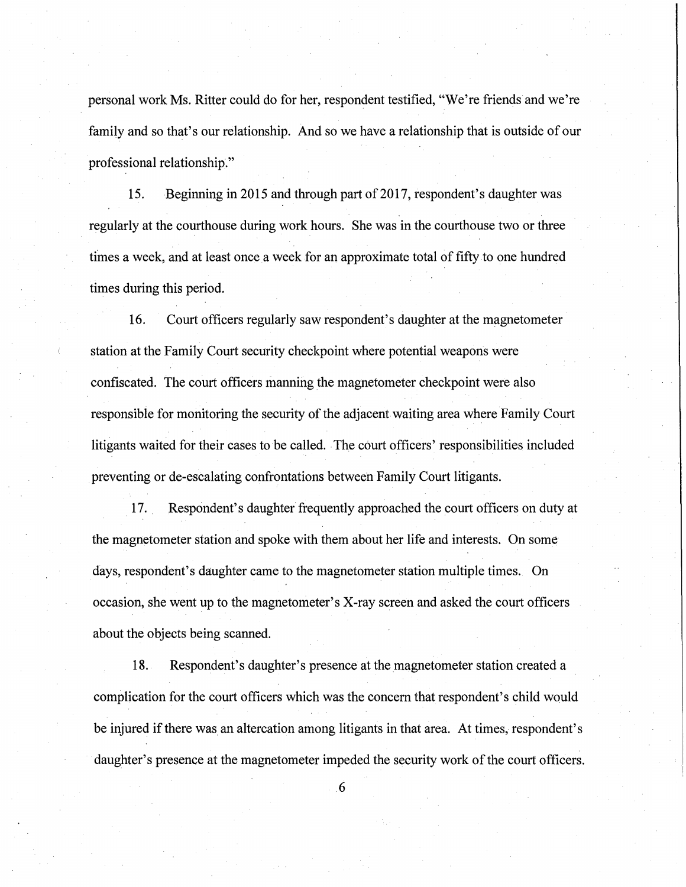personal work Ms. Ritter could do for her, respondent testified, "We're friends and we're family and so that's our relationship. And so we have a relationship that is outside of our professional relationship."

15. Beginning in 2015 and through part of 2017, respondent's daughter was regularly at the courthouse during work hours. She was in the courthouse two or three times a week, and at least once a week for an approximate total of fifty to one hundred times during this period.

16. Court officers regularly saw respondent's daughter at the magnetometer station at the Family Court security checkpoint where potential weapons were confiscated. The court officers manning the magnetometer checkpoint were also responsible for monitoring the security of the adjacent waiting area where Family Court litigants waited for their cases to be called. The court officers' responsibilities included preventing or de-escalating confrontations between Family Court litigants.

17. Respondent's daughter frequently approached the court officers on duty at the magnetometer station and spoke with them about her life and interests. On some days, respondent's daughter came to the magnetometer station multiple times. On occasion, she went up to the magnetometer's X-ray screen and asked the court officers about the objects being scanned.

18. Respondent's daughter's presence at the magnetometer station created a complication for the court officers which was the concern that respondent's child would be injured if there was an altercation among litigants in that area. At times, respondent's daughter's presence at the magnetometer impeded the security work of the court officers.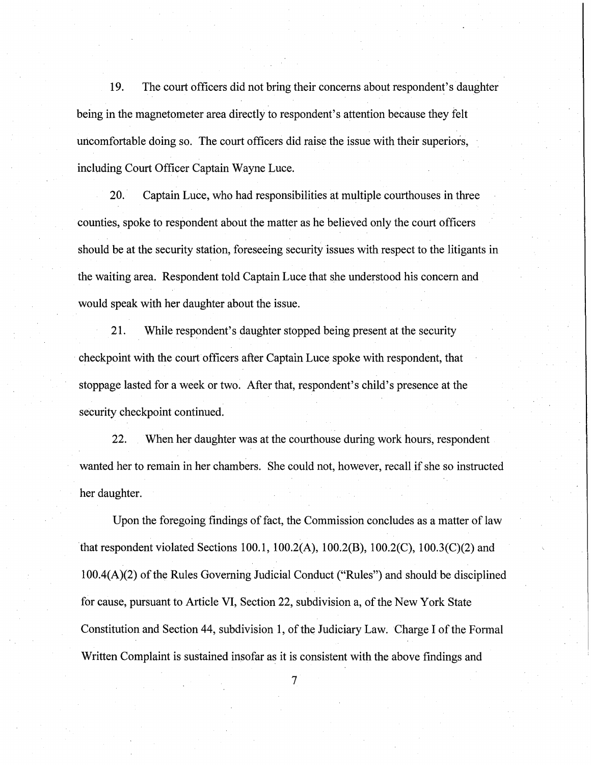19. The court officers did not bring their concerns about respondent's daughter being in the magnetometer area directly to respondent's attention because they felt uncomfortable doing so. The court officers did raise the issue with their superiors, including Court Officer Captain Wayne Luce.

20. Captain Luce, who had responsibilities at multiple courthouses in three counties, spoke to respondent about the matter as he believed only the court officers should be at the security station, foreseeing security issues with respect to the litigants in the waiting area. Respondent told Captain Luce that she understood his concern and would speak with her daughter about the issue.

21. While respondent's daughter stopped being present at the security checkpoint with the court officers after Captain Luce spoke with respondent, that stoppage lasted for a week or two. After that, respondent's child's presence at the security checkpoint continued.

22. When her daughter was at the courthouse during work hours, respondent wanted her to remain in her chambers. She could not, however, recall if she so instructed her daughter.

Upon the foregoing findings of fact, the Commission concludes as a matter of law that respondent violated Sections 100.1, 100.2(A), 100.2(B), 100.2(C), 100.3(C)(2) and 100.4(A)(2) of the Rules Governing Judicial Conduct ("Rules") and should be disciplined for cause, pursuant to Article VI, Section 22, subdivision a, of the New York State Constitution and Section 44, subdivision 1, of the Judiciary Law. Charge I of the Formal Written Complaint is sustained insofar as it is consistent with the above findings and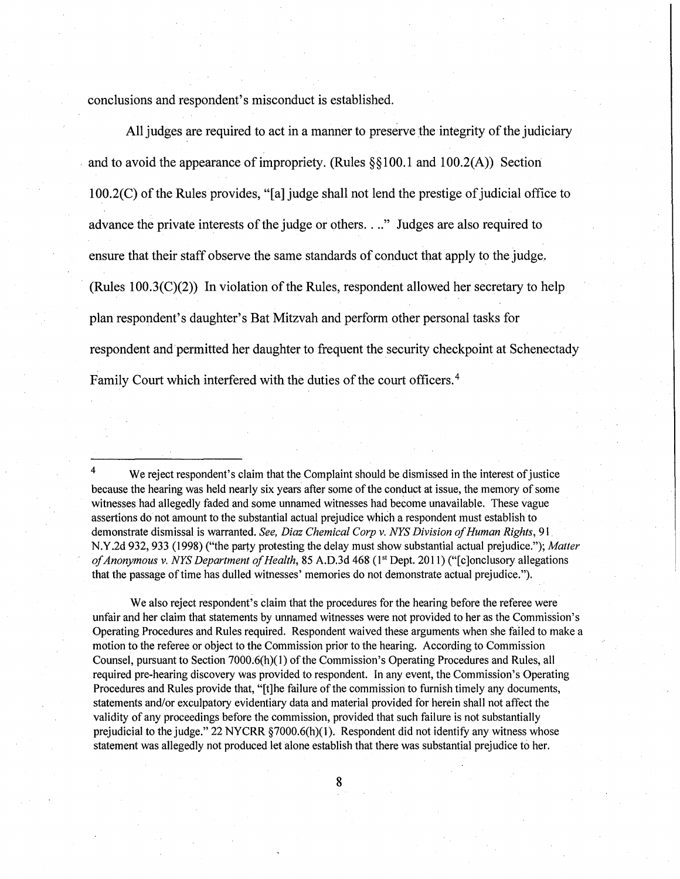conclusions and respondent's misconduct is established.

All judges are required to act in a manner to preserve the integrity of the judiciary and to avoid the appearance of impropriety. (Rules §§100.1 and 100.2(A)) Section 100.2(C) of the Rules provides, "[a] judge shall not lend the prestige of judicial office to advance the private interests of the judge or others. . .." Judges are also required to ensure that their staff observe the same standards of conduct that apply to the judge. (Rules 100.3(C)(2)) In violation of the Rules, respondent allowed her secretary to help plan respondent's daughter's Bat Mitzvah and perform other personal tasks for respondent and permitted her daughter to frequent the security checkpoint at Schenectady Family Court which interfered with the duties of the court officers.[4]

---

[4] We reject respondent's claim that the Complaint should be dismissed in the interest of justice because the hearing was held nearly six years after some of the conduct at issue, the memory of some witnesses had allegedly faded and some unnamed witnesses had become unavailable. These vague assertions do not amount to the substantial actual prejudice which a respondent must establish to demonstrate dismissal is warranted. *See, Diaz Chemical Corp v. NYS Division of Human Rights*, 91 N.Y.2d 932, 933 (1998) ("the party protesting the delay must show substantial actual prejudice."); *Matter of Anonymous v. NYS Department of Health*, 85 A.D.3d 468 (1st Dept. 2011) ("[c]onclusory allegations that the passage of time has dulled witnesses' memories do not demonstrate actual prejudice.").

We also reject respondent's claim that the procedures for the hearing before the referee were unfair and her claim that statements by unnamed witnesses were not provided to her as the Commission's Operating Procedures and Rules required. Respondent waived these arguments when she failed to make a motion to the referee or object to the Commission prior to the hearing. According to Commission Counsel, pursuant to Section 7000.6(h)(1) of the Commission's Operating Procedures and Rules, all required pre-hearing discovery was provided to respondent. In any event, the Commission's Operating Procedures and Rules provide that, "[t]he failure of the commission to furnish timely any documents, statements and/or exculpatory evidentiary data and material provided for herein shall not affect the validity of any proceedings before the commission, provided that such failure is not substantially prejudicial to the judge." 22 NYCRR §7000.6(h)(1). Respondent did not identify any witness whose statement was allegedly not produced let alone establish that there was substantial prejudice to her.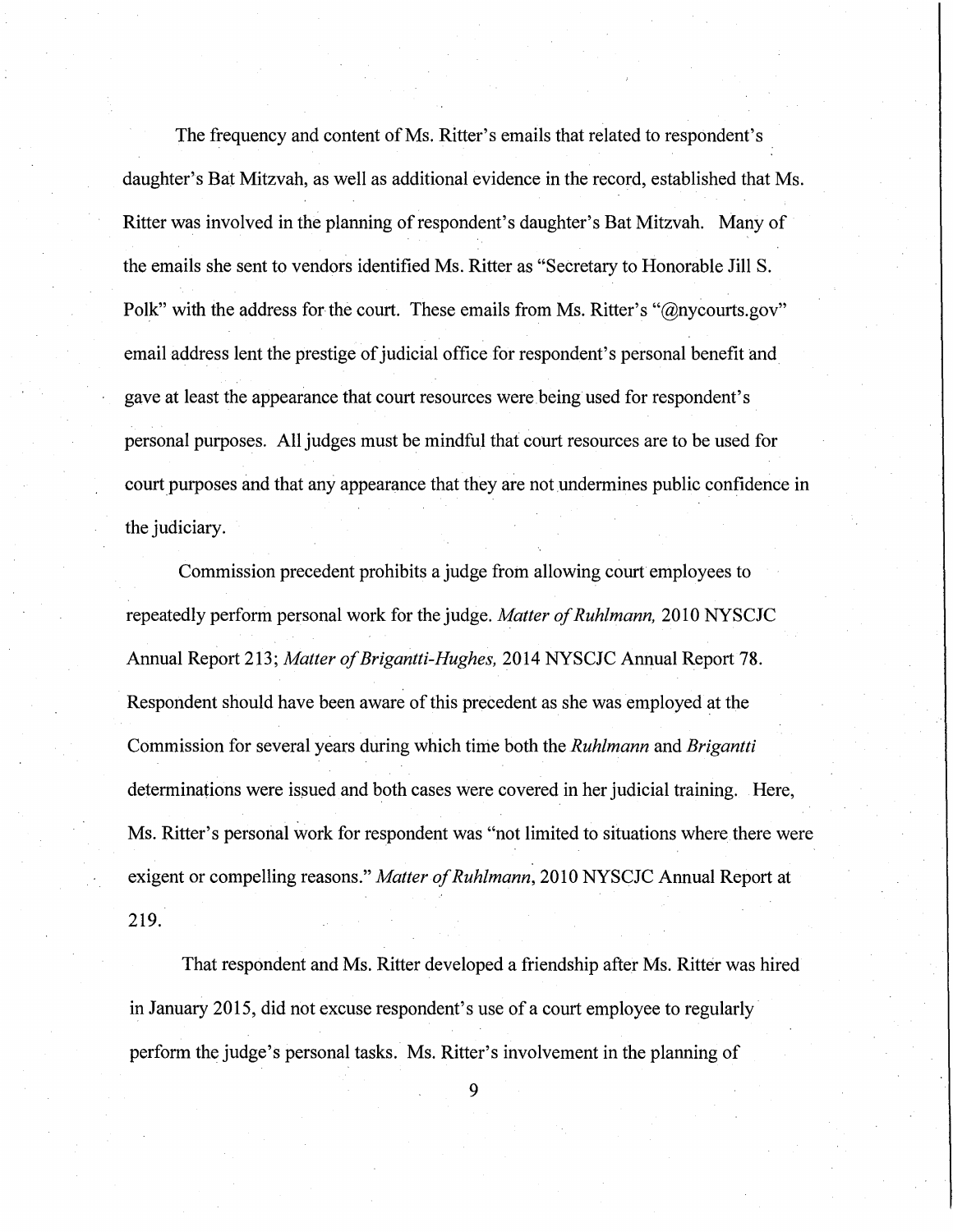The frequency and content of Ms. Ritter's emails that related to respondent's daughter's Bat Mitzvah, as well as additional evidence in the record, established that Ms. Ritter was involved in the planning of respondent's daughter's Bat Mitzvah. Many of the emails she sent to vendors identified Ms. Ritter as "Secretary to Honorable Jill S. Polk" with the address for the court. These emails from Ms. Ritter's "@nycourts.gov" email address lent the prestige of judicial office for respondent's personal benefit and gave at least the appearance that court resources were being used for respondent's personal purposes. All judges must be mindful that court resources are to be used for court purposes and that any appearance that they are not undermines public confidence in the judiciary.

Commission precedent prohibits a judge from allowing court employees to repeatedly perform personal work for the judge. *Matter of Ruhlmann,* 2010 NYSCJC Annual Report 213; *Matter of Brigantti-Hughes,* 2014 NYSCJC Annual Report 78. Respondent should have been aware of this precedent as she was employed at the Commission for several years during which time both the *Ruhlmann* and *Brigantti* determinations were issued and both cases were covered in her judicial training. Here, Ms. Ritter's personal work for respondent was "not limited to situations where there were exigent or compelling reasons." *Matter of Ruhlmann*, 2010 NYSCJC Annual Report at 219.

That respondent and Ms. Ritter developed a friendship after Ms. Ritter was hired in January 2015, did not excuse respondent's use of a court employee to regularly perform the judge's personal tasks. Ms. Ritter's involvement in the planning of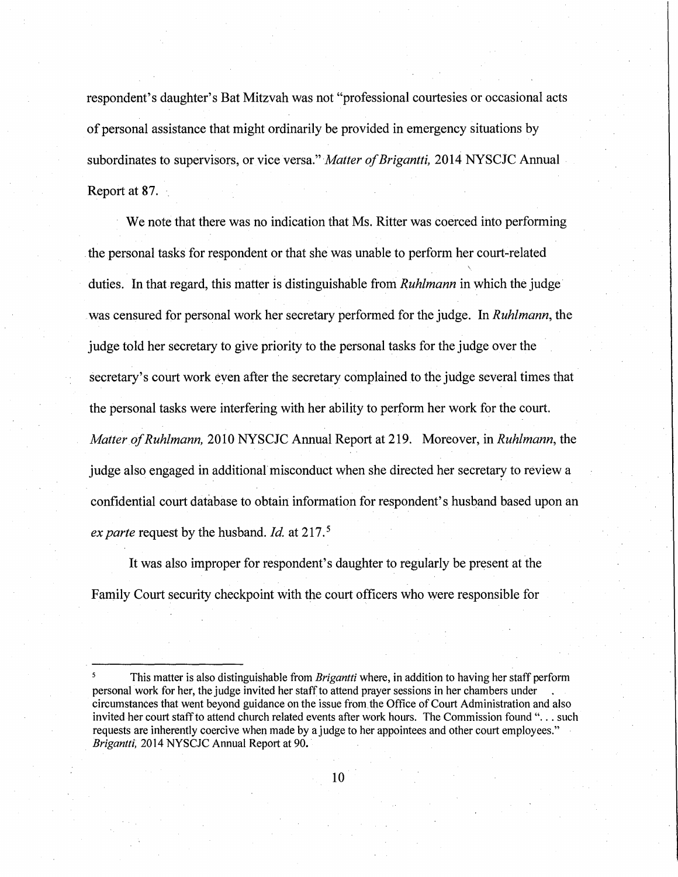respondent's daughter's Bat Mitzvah was not "professional courtesies or occasional acts of personal assistance that might ordinarily be provided in emergency situations by subordinates to supervisors, or vice versa." *Matter of Brigantti,* 2014 NYSCJC Annual Report at 87.

We note that there was no indication that Ms. Ritter was coerced into performing the personal tasks for respondent or that she was unable to perform her court-related duties. In that regard, this matter is distinguishable from *Ruhlmann* in which the judge was censured for personal work her secretary performed for the judge. In *Ruhlmann*, the judge told her secretary to give priority to the personal tasks for the judge over the secretary's court work even after the secretary complained to the judge several times that the personal tasks were interfering with her ability to perform her work for the court. *Matter of Ruhlmann,* 2010 NYSCJC Annual Report at 219. Moreover, in *Ruhlmann*, the judge also engaged in additional misconduct when she directed her secretary to review a confidential court database to obtain information for respondent's husband based upon an *ex parte* request by the husband. *Id.* at 217.[5]

It was also improper for respondent's daughter to regularly be present at the Family Court security checkpoint with the court officers who were responsible for

---

[5] This matter is also distinguishable from *Brigantti* where, in addition to having her staff perform personal work for her, the judge invited her staff to attend prayer sessions in her chambers under circumstances that went beyond guidance on the issue from the Office of Court Administration and also invited her court staff to attend church related events after work hours. The Commission found "... such requests are inherently coercive when made by a judge to her appointees and other court employees." *Brigantti,* 2014 NYSCJC Annual Report at 90.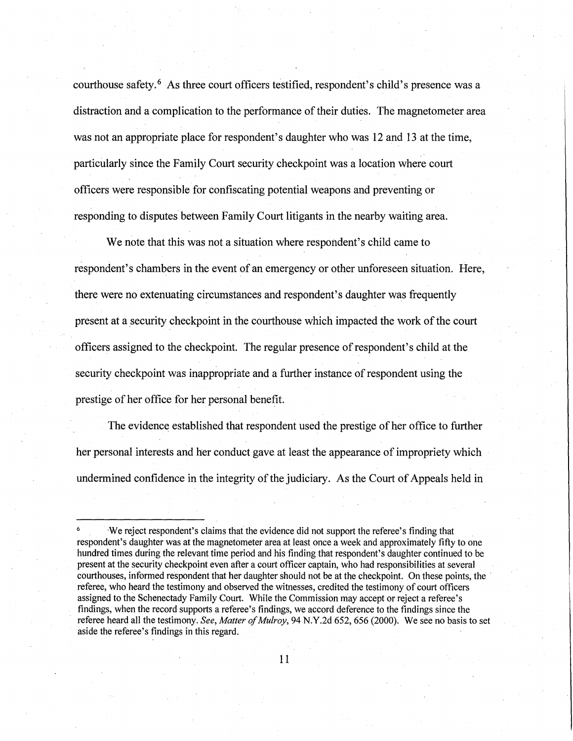courthouse safety.[6] As three court officers testified, respondent's child's presence was a distraction and a complication to the performance of their duties. The magnetometer area was not an appropriate place for respondent's daughter who was 12 and 13 at the time, particularly since the Family Court security checkpoint was a location where court officers were responsible for confiscating potential weapons and preventing or responding to disputes between Family Court litigants in the nearby waiting area.

We note that this was not a situation where respondent's child came to respondent's chambers in the event of an emergency or other unforeseen situation. Here, there were no extenuating circumstances and respondent's daughter was frequently present at a security checkpoint in the courthouse which impacted the work of the court officers assigned to the checkpoint. The regular presence of respondent's child at the security checkpoint was inappropriate and a further instance of respondent using the prestige of her office for her personal benefit.

The evidence established that respondent used the prestige of her office to further her personal interests and her conduct gave at least the appearance of impropriety which undermined confidence in the integrity of the judiciary. As the Court of Appeals held in

---

[6] We reject respondent's claims that the evidence did not support the referee's finding that respondent's daughter was at the magnetometer area at least once a week and approximately fifty to one hundred times during the relevant time period and his finding that respondent's daughter continued to be present at the security checkpoint even after a court officer captain, who had responsibilities at several courthouses, informed respondent that her daughter should not be at the checkpoint. On these points, the referee, who heard the testimony and observed the witnesses, credited the testimony of court officers assigned to the Schenectady Family Court. While the Commission may accept or reject a referee's findings, when the record supports a referee's findings, we accord deference to the findings since the referee heard all the testimony. *See*, *Matter of Mulroy*, 94 N.Y.2d 652, 656 (2000). We see no basis to set aside the referee's findings in this regard.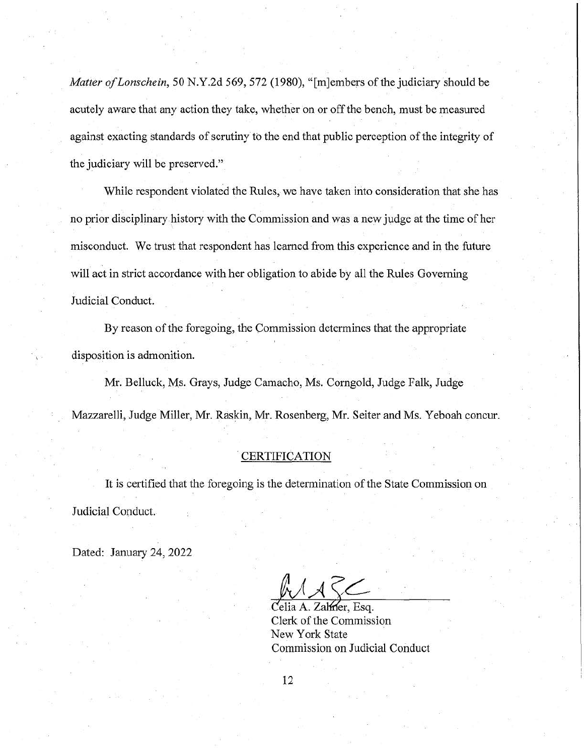*Matter of Lonschein*, 50 N.Y.2d 569, 572 (1980), "[m]embers of the judiciary should be acutely aware that any action they take, whether on or off the bench, must be measured against exacting standards of scrutiny to the end that public perception of the integrity of the judiciary will be preserved."

While respondent violated the Rules, we have taken into consideration that she has no prior disciplinary history with the Commission and was a new judge at the time of her misconduct. We trust that respondent has learned from this experience and in the future will act in strict accordance with her obligation to abide by all the Rules Governing Judicial Conduct.

By reason of the foregoing, the Commission determines that the appropriate disposition is admonition.

Mr. Belluck, Ms. Grays, Judge Camacho, Ms. Corngold, Judge Falk, Judge Mazzarelli, Judge Miller, Mr. Raskin, Mr. Rosenberg, Mr. Seiter and Ms. Yeboah concur.

## CERTIFICATION

It is certified that the foregoing is the determination of the State Commission on Judicial Conduct.

Dated: January 24, 2022

Celia A. Zahner, Esq.
Clerk of the Commission
New York State
Commission on Judicial Conduct